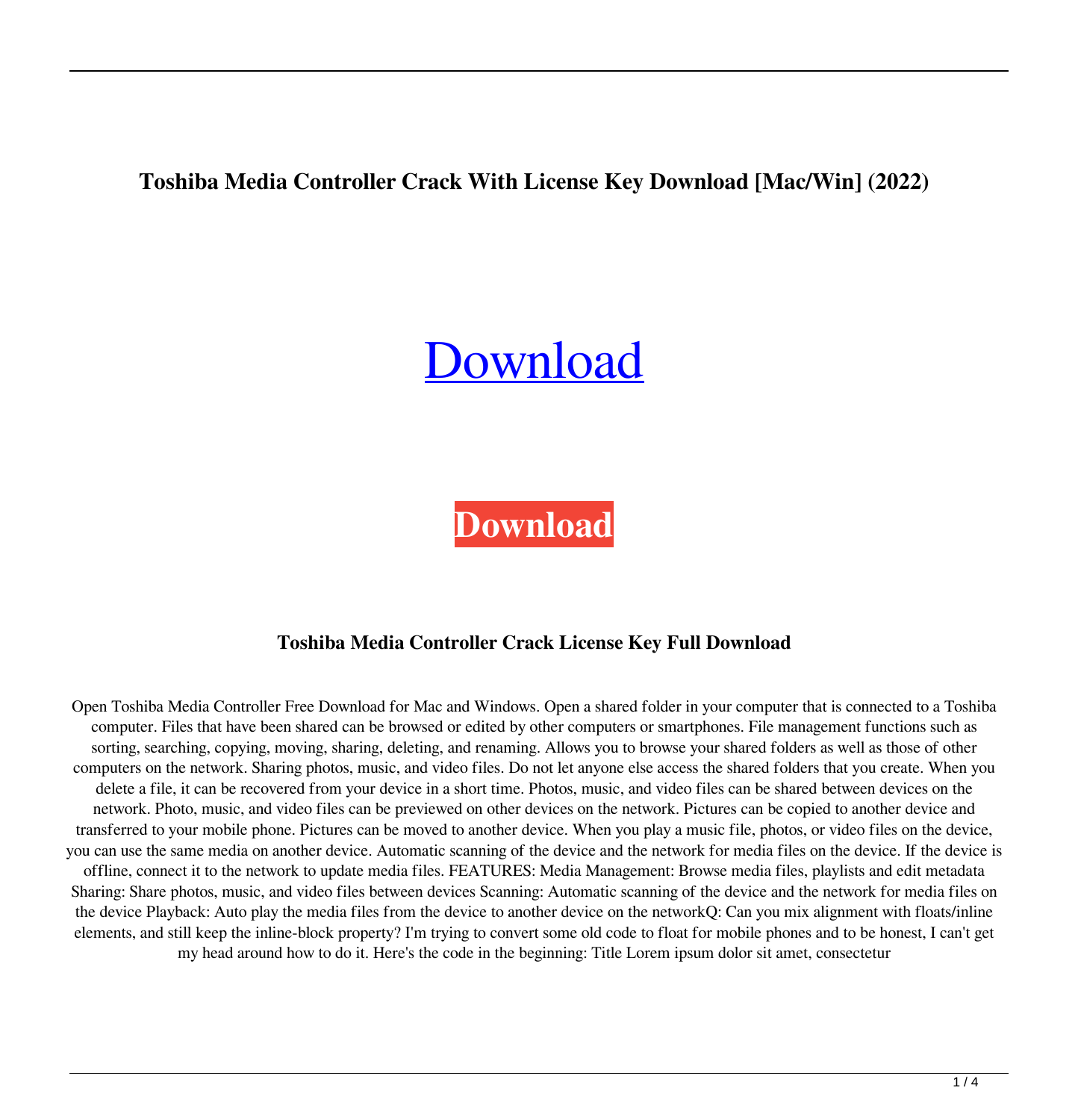# Toshiba Media Controller Crack With License Key Download [Mac/Win] (2022)

Download

**Download**

## Toshiba Media Controller Crack License Key Full Download

Open Toshiba Media Controller Free Download for Mac and Windows. Open a shared folder in your computer that is connected to a Toshiba computer. Files that have been shared can be browsed or edited by other computers or smartphones. File management functions such as sorting, searching, copying, moving, sharing, deleting, and renaming. Allows you to browse your shared folders as well as those of other computers on the network. Sharing photos, music, and video files. Do not let anyone else access the shared folders that you create. When you delete a file, it can be recovered from your device in a short time. Photos, music, and video files can be shared between devices on the network. Photo, music, and video files can be previewed on other devices on the network. Pictures can be copied to another device and transferred to your mobile phone. Pictures can be moved to another device. When you play a music file, photos, or video files on the device, you can use the same media on another device. Automatic scanning of the device and the network for media files on the device. If the device is offline, connect it to the network to update media files. FEATURES: Media Management: Browse media files, playlists and edit metadata Sharing: Share photos, music, and video files between devices Scanning: Automatic scanning of the device and the network for media files on the device Playback: Auto play the media files from the device to another device on the networkQ: Can you mix alignment with floats/inline elements, and still keep the inline-block property? I'm trying to convert some old code to float for mobile phones and to be honest, I can't get my head around how to do it. Here's the code in the beginning: Title Lorem ipsum dolor sit amet, consectetur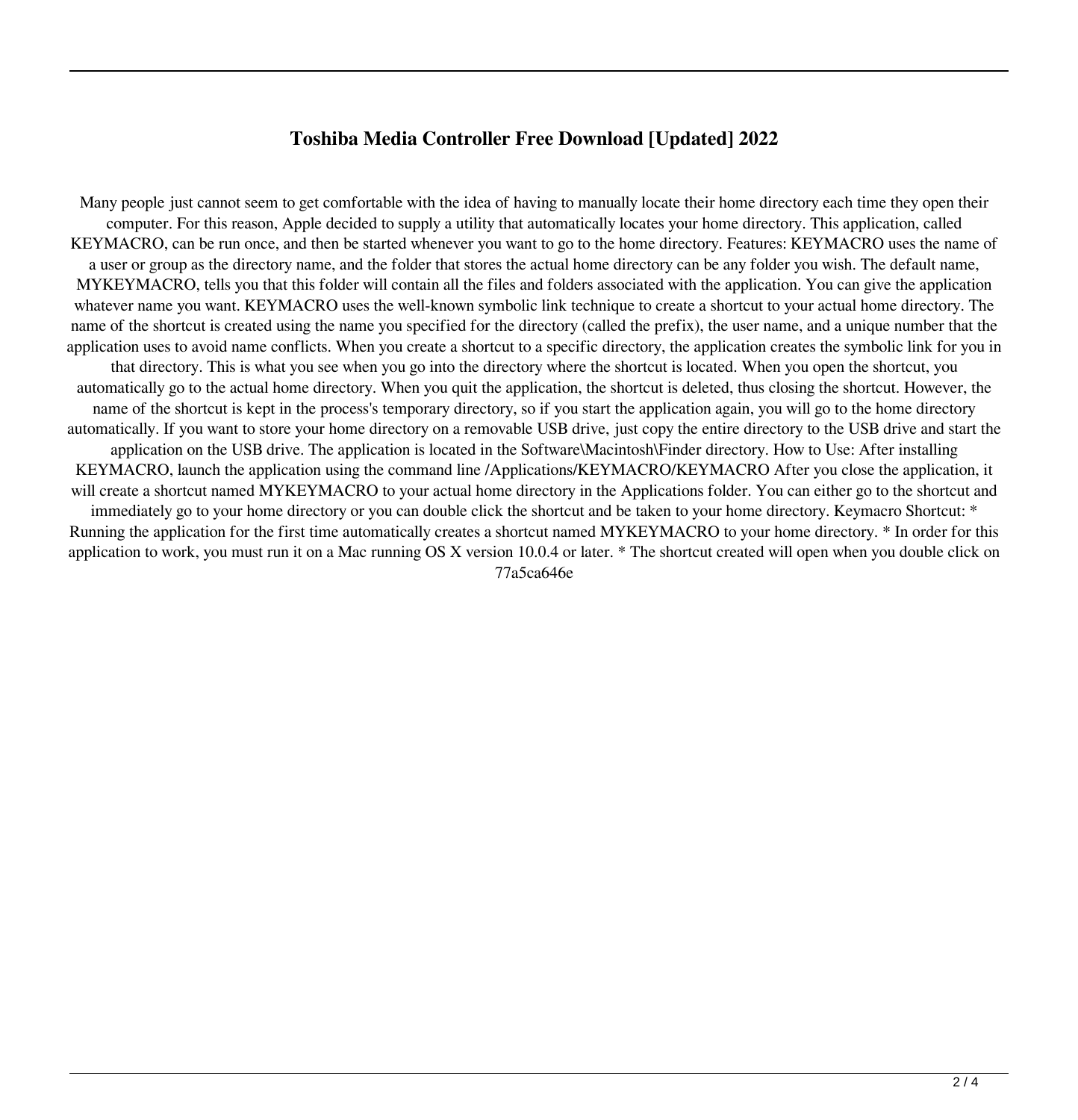# Toshiba Media Controller Free Download [Updated] 2022

Many people just cannot seem to get comfortable with the idea of having to manually locate their home directory each time they open their computer. For this reason, Apple decided to supply a utility that automatically locates your home directory. This application, called KEYMACRO, can be run once, and then be started whenever you want to go to the home directory. Features: KEYMACRO uses the name of a user or group as the directory name, and the folder that stores the actual home directory can be any folder you wish. The default name, MYKEYMACRO, tells you that this folder will contain all the files and folders associated with the application. You can give the application whatever name you want. KEYMACRO uses the well-known symbolic link technique to create a shortcut to your actual home directory. The name of the shortcut is created using the name you specified for the directory (called the prefix), the user name, and a unique number that the application uses to avoid name conflicts. When you create a shortcut to a specific directory, the application creates the symbolic link for you in that directory. This is what you see when you go into the directory where the shortcut is located. When you open the shortcut, you automatically go to the actual home directory. When you quit the application, the shortcut is deleted, thus closing the shortcut. However, the name of the shortcut is kept in the process's temporary directory, so if you start the application again, you will go to the home directory automatically. If you want to store your home directory on a removable USB drive, just copy the entire directory to the USB drive and start the application on the USB drive. The application is located in the Software\Macintosh\Finder directory. How to Use: After installing KEYMACRO, launch the application using the command line /Applications/KEYMACRO/KEYMACRO After you close the application, it will create a shortcut named MYKEYMACRO to your actual home directory in the Applications folder. You can either go to the shortcut and immediately go to your home directory or you can double click the shortcut and be taken to your home directory. Keymacro Shortcut: * Running the application for the first time automatically creates a shortcut named MYKEYMACRO to your home directory. * In order for this application to work, you must run it on a Mac running OS X version 10.0.4 or later. * The shortcut created will open when you double click on 77a5ca646e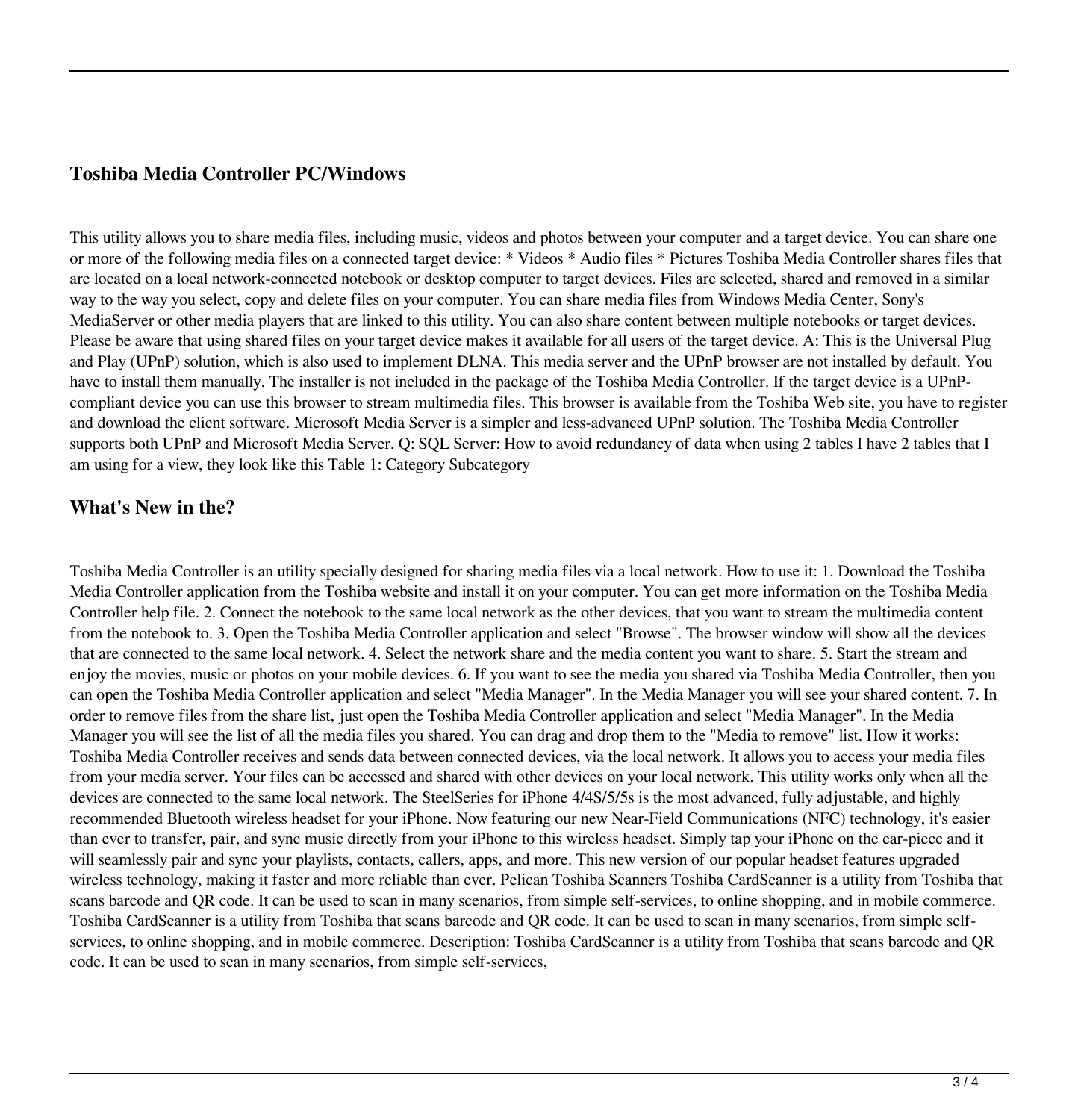## Toshiba Media Controller PC/Windows

This utility allows you to share media files, including music, videos and photos between your computer and a target device. You can share one or more of the following media files on a connected target device: * Videos * Audio files * Pictures Toshiba Media Controller shares files that are located on a local network-connected notebook or desktop computer to target devices. Files are selected, shared and removed in a similar way to the way you select, copy and delete files on your computer. You can share media files from Windows Media Center, Sony's MediaServer or other media players that are linked to this utility. You can also share content between multiple notebooks or target devices. Please be aware that using shared files on your target device makes it available for all users of the target device. A: This is the Universal Plug and Play (UPnP) solution, which is also used to implement DLNA. This media server and the UPnP browser are not installed by default. You have to install them manually. The installer is not included in the package of the Toshiba Media Controller. If the target device is a UPnP-compliant device you can use this browser to stream multimedia files. This browser is available from the Toshiba Web site, you have to register and download the client software. Microsoft Media Server is a simpler and less-advanced UPnP solution. The Toshiba Media Controller supports both UPnP and Microsoft Media Server. Q: SQL Server: How to avoid redundancy of data when using 2 tables I have 2 tables that I am using for a view, they look like this Table 1: Category Subcategory

## What's New in the?

Toshiba Media Controller is an utility specially designed for sharing media files via a local network. How to use it: 1. Download the Toshiba Media Controller application from the Toshiba website and install it on your computer. You can get more information on the Toshiba Media Controller help file. 2. Connect the notebook to the same local network as the other devices, that you want to stream the multimedia content from the notebook to. 3. Open the Toshiba Media Controller application and select "Browse". The browser window will show all the devices that are connected to the same local network. 4. Select the network share and the media content you want to share. 5. Start the stream and enjoy the movies, music or photos on your mobile devices. 6. If you want to see the media you shared via Toshiba Media Controller, then you can open the Toshiba Media Controller application and select "Media Manager". In the Media Manager you will see your shared content. 7. In order to remove files from the share list, just open the Toshiba Media Controller application and select "Media Manager". In the Media Manager you will see the list of all the media files you shared. You can drag and drop them to the "Media to remove" list. How it works: Toshiba Media Controller receives and sends data between connected devices, via the local network. It allows you to access your media files from your media server. Your files can be accessed and shared with other devices on your local network. This utility works only when all the devices are connected to the same local network. The SteelSeries for iPhone 4/4S/5/5s is the most advanced, fully adjustable, and highly recommended Bluetooth wireless headset for your iPhone. Now featuring our new Near-Field Communications (NFC) technology, it's easier than ever to transfer, pair, and sync music directly from your iPhone to this wireless headset. Simply tap your iPhone on the ear-piece and it will seamlessly pair and sync your playlists, contacts, callers, apps, and more. This new version of our popular headset features upgraded wireless technology, making it faster and more reliable than ever. Pelican Toshiba Scanners Toshiba CardScanner is a utility from Toshiba that scans barcode and QR code. It can be used to scan in many scenarios, from simple self-services, to online shopping, and in mobile commerce. Toshiba CardScanner is a utility from Toshiba that scans barcode and QR code. It can be used to scan in many scenarios, from simple self-services, to online shopping, and in mobile commerce. Description: Toshiba CardScanner is a utility from Toshiba that scans barcode and QR code. It can be used to scan in many scenarios, from simple self-services,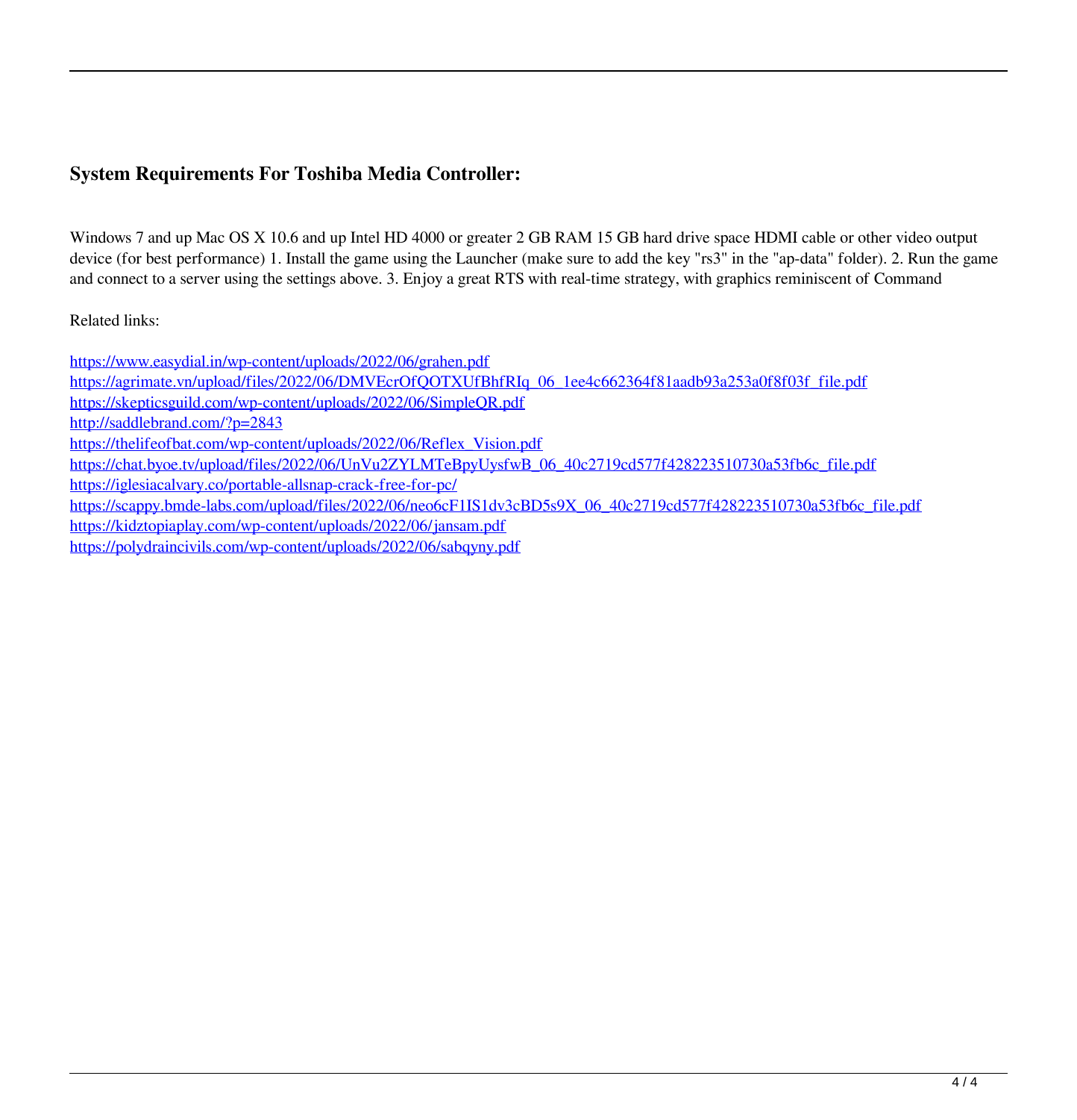## System Requirements For Toshiba Media Controller:

Windows 7 and up Mac OS X 10.6 and up Intel HD 4000 or greater 2 GB RAM 15 GB hard drive space HDMI cable or other video output device (for best performance) 1. Install the game using the Launcher (make sure to add the key "rs3" in the "ap-data" folder). 2. Run the game and connect to a server using the settings above. 3. Enjoy a great RTS with real-time strategy, with graphics reminiscent of Command

Related links:

https://www.easydial.in/wp-content/uploads/2022/06/grahen.pdf
https://agrimate.vn/upload/files/2022/06/DMVEcrOfQOTXUfBhfRIq_06_1ee4c662364f81aadb93a253a0f8f03f_file.pdf
https://skepticsguild.com/wp-content/uploads/2022/06/SimpleQR.pdf
http://saddlebrand.com/?p=2843
https://thelifeofbat.com/wp-content/uploads/2022/06/Reflex_Vision.pdf
https://chat.byoe.tv/upload/files/2022/06/UnVu2ZYLMTeBpyUysfwB_06_40c2719cd577f428223510730a53fb6c_file.pdf
https://iglesiacalvary.co/portable-allsnap-crack-free-for-pc/
https://scappy.bmde-labs.com/upload/files/2022/06/neo6cF1IS1dv3cBD5s9X_06_40c2719cd577f428223510730a53fb6c_file.pdf
https://kidztopiaplay.com/wp-content/uploads/2022/06/jansam.pdf
https://polydraincivils.com/wp-content/uploads/2022/06/sabqyny.pdf